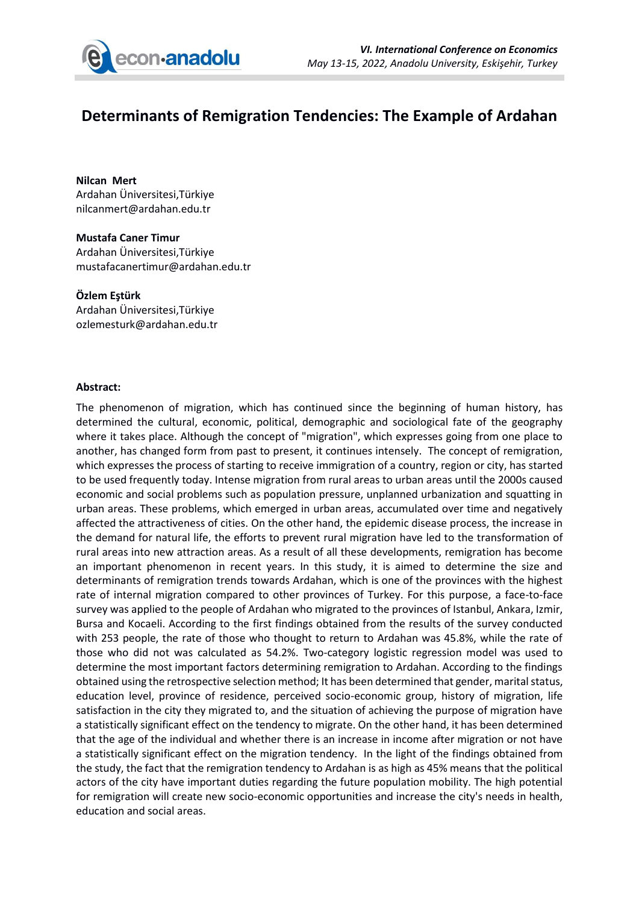# Determinants of Remigration Tendencies: The Example of Ardahan

**Nilcan Mert**
Ardahan Üniversitesi,Türkiye
nilcanmert@ardahan.edu.tr

**Mustafa Caner Timur**
Ardahan Üniversitesi,Türkiye
mustafacanertimur@ardahan.edu.tr

**Özlem Eştürk**
Ardahan Üniversitesi,Türkiye
ozlemesturk@ardahan.edu.tr

**Abstract:**

The phenomenon of migration, which has continued since the beginning of human history, has determined the cultural, economic, political, demographic and sociological fate of the geography where it takes place. Although the concept of "migration", which expresses going from one place to another, has changed form from past to present, it continues intensely. The concept of remigration, which expresses the process of starting to receive immigration of a country, region or city, has started to be used frequently today. Intense migration from rural areas to urban areas until the 2000s caused economic and social problems such as population pressure, unplanned urbanization and squatting in urban areas. These problems, which emerged in urban areas, accumulated over time and negatively affected the attractiveness of cities. On the other hand, the epidemic disease process, the increase in the demand for natural life, the efforts to prevent rural migration have led to the transformation of rural areas into new attraction areas. As a result of all these developments, remigration has become an important phenomenon in recent years. In this study, it is aimed to determine the size and determinants of remigration trends towards Ardahan, which is one of the provinces with the highest rate of internal migration compared to other provinces of Turkey. For this purpose, a face-to-face survey was applied to the people of Ardahan who migrated to the provinces of Istanbul, Ankara, Izmir, Bursa and Kocaeli. According to the first findings obtained from the results of the survey conducted with 253 people, the rate of those who thought to return to Ardahan was 45.8%, while the rate of those who did not was calculated as 54.2%. Two-category logistic regression model was used to determine the most important factors determining remigration to Ardahan. According to the findings obtained using the retrospective selection method; It has been determined that gender, marital status, education level, province of residence, perceived socio-economic group, history of migration, life satisfaction in the city they migrated to, and the situation of achieving the purpose of migration have a statistically significant effect on the tendency to migrate. On the other hand, it has been determined that the age of the individual and whether there is an increase in income after migration or not have a statistically significant effect on the migration tendency. In the light of the findings obtained from the study, the fact that the remigration tendency to Ardahan is as high as 45% means that the political actors of the city have important duties regarding the future population mobility. The high potential for remigration will create new socio-economic opportunities and increase the city's needs in health, education and social areas.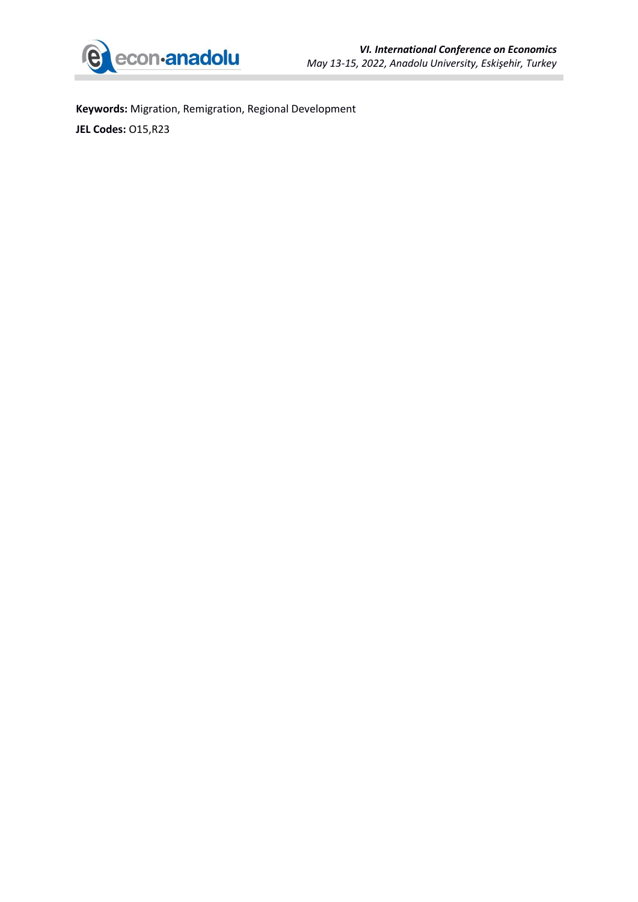**Keywords:** Migration, Remigration, Regional Development

**JEL Codes:** O15,R23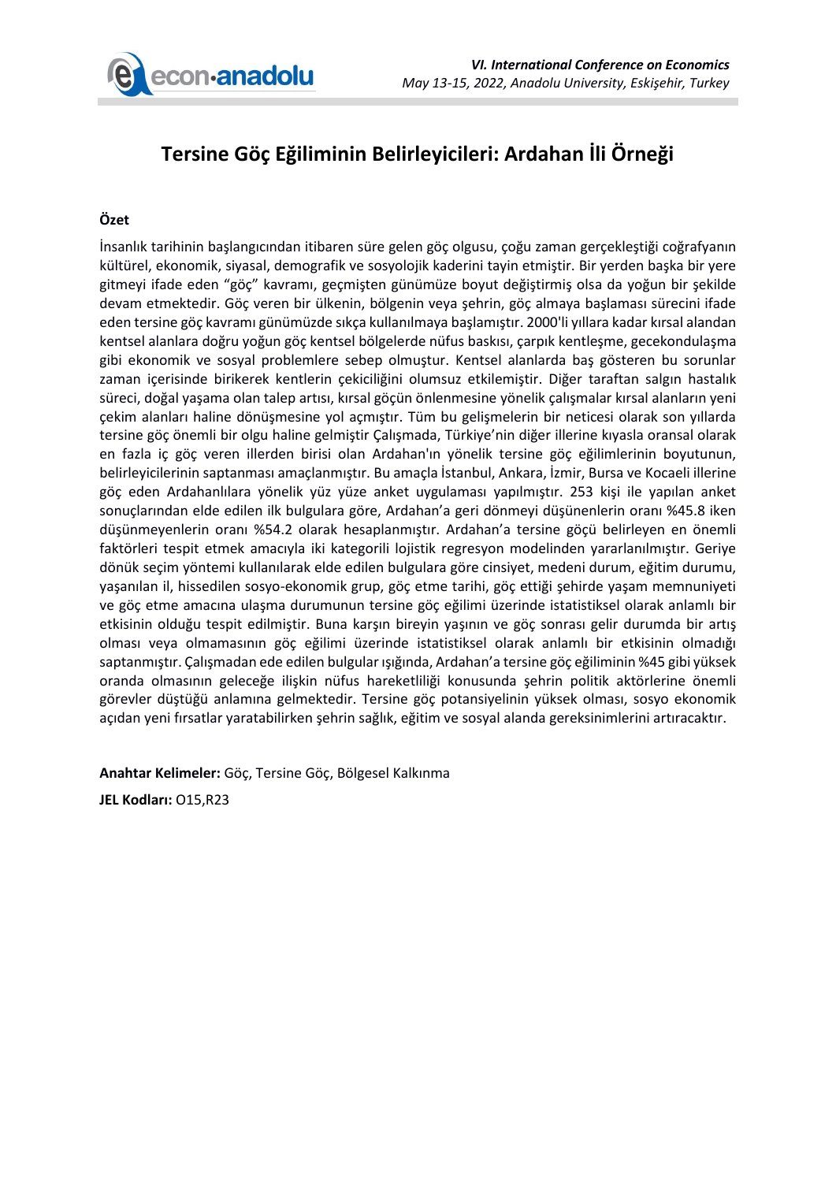# Tersine Göç Eğiliminin Belirleyicileri: Ardahan İli Örneği

**Özet**

İnsanlık tarihinin başlangıcından itibaren süre gelen göç olgusu, çoğu zaman gerçekleştiği coğrafyanın kültürel, ekonomik, siyasal, demografik ve sosyolojik kaderini tayin etmiştir. Bir yerden başka bir yere gitmeyi ifade eden "göç" kavramı, geçmişten günümüze boyut değiştirmiş olsa da yoğun bir şekilde devam etmektedir. Göç veren bir ülkenin, bölgenin veya şehrin, göç almaya başlaması sürecini ifade eden tersine göç kavramı günümüzde sıkça kullanılmaya başlamıştır. 2000'li yıllara kadar kırsal alandan kentsel alanlara doğru yoğun göç kentsel bölgelerde nüfus baskısı, çarpık kentleşme, gecekondulaşma gibi ekonomik ve sosyal problemlere sebep olmuştur. Kentsel alanlarda baş gösteren bu sorunlar zaman içerisinde birikerek kentlerin çekiciliğini olumsuz etkilemiştir. Diğer taraftan salgın hastalık süreci, doğal yaşama olan talep artısı, kırsal göçün önlenmesine yönelik çalışmalar kırsal alanların yeni çekim alanları haline dönüşmesine yol açmıştır. Tüm bu gelişmelerin bir neticesi olarak son yıllarda tersine göç önemli bir olgu haline gelmiştir Çalışmada, Türkiye'nin diğer illerine kıyasla oransal olarak en fazla iç göç veren illerden birisi olan Ardahan'ın yönelik tersine göç eğilimlerinin boyutunun, belirleyicilerinin saptanması amaçlanmıştır. Bu amaçla İstanbul, Ankara, İzmir, Bursa ve Kocaeli illerine göç eden Ardahanlılara yönelik yüz yüze anket uygulaması yapılmıştır. 253 kişi ile yapılan anket sonuçlarından elde edilen ilk bulgulara göre, Ardahan'a geri dönmeyi düşünenlerin oranı %45.8 iken düşünmeyenlerin oranı %54.2 olarak hesaplanmıştır. Ardahan'a tersine göçü belirleyen en önemli faktörleri tespit etmek amacıyla iki kategorili lojistik regresyon modelinden yararlanılmıştır. Geriye dönük seçim yöntemi kullanılarak elde edilen bulgulara göre cinsiyet, medeni durum, eğitim durumu, yaşanılan il, hissedilen sosyo-ekonomik grup, göç etme tarihi, göç ettiği şehirde yaşam memnuniyeti ve göç etme amacına ulaşma durumunun tersine göç eğilimi üzerinde istatistiksel olarak anlamlı bir etkisinin olduğu tespit edilmiştir. Buna karşın bireyin yaşının ve göç sonrası gelir durumda bir artış olması veya olmamasının göç eğilimi üzerinde istatistiksel olarak anlamlı bir etkisinin olmadığı saptanmıştır. Çalışmadan ede edilen bulgular ışığında, Ardahan'a tersine göç eğiliminin %45 gibi yüksek oranda olmasının geleceğe ilişkin nüfus hareketliliği konusunda şehrin politik aktörlerine önemli görevler düştüğü anlamına gelmektedir. Tersine göç potansiyelinin yüksek olması, sosyo ekonomik açıdan yeni fırsatlar yaratabilirken şehrin sağlık, eğitim ve sosyal alanda gereksinimlerini artıracaktır.

**Anahtar Kelimeler:** Göç, Tersine Göç, Bölgesel Kalkınma

**JEL Kodları:** O15,R23